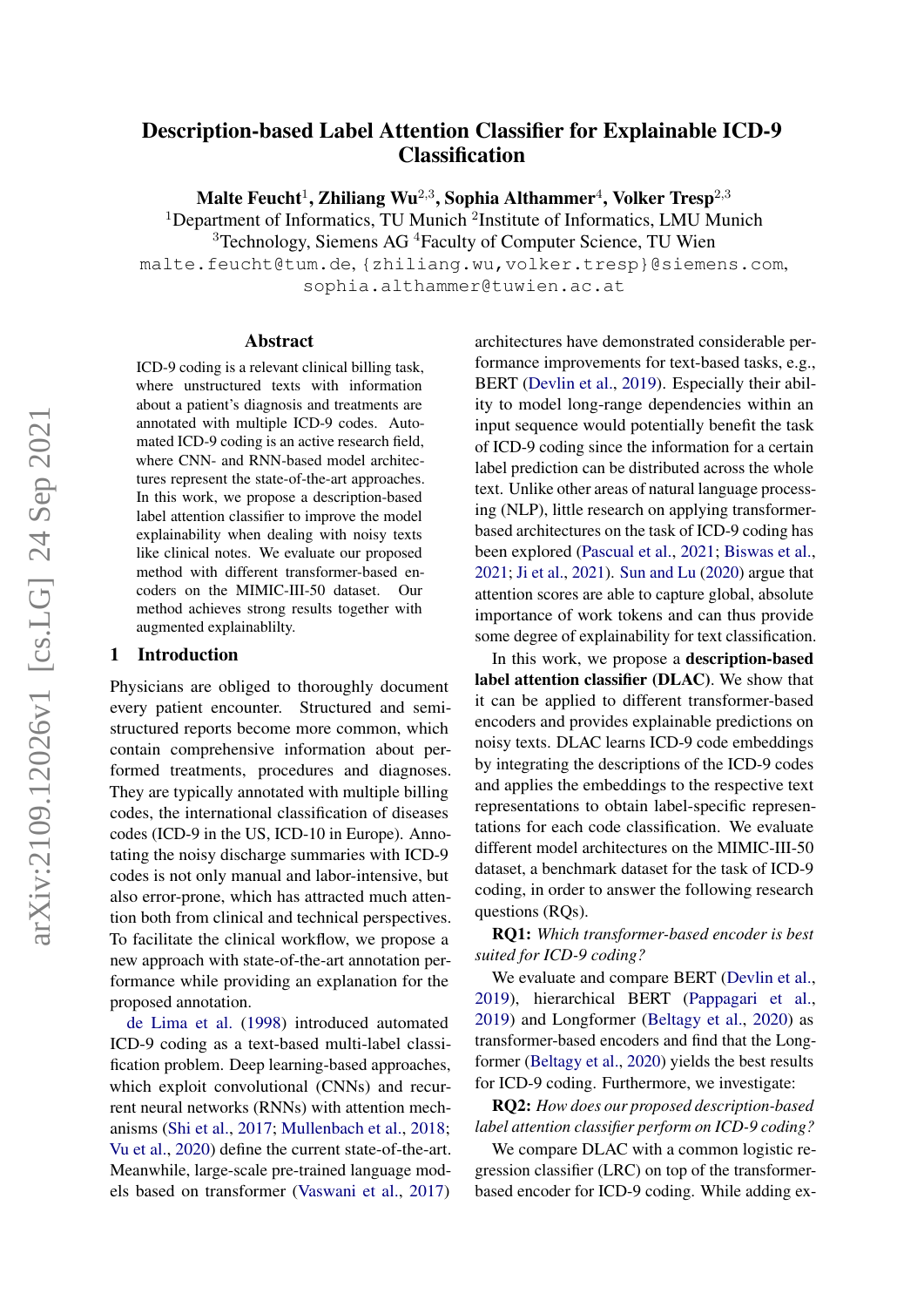# Description-based Label Attention Classifier for Explainable ICD-9 Classification

**Malte Feucht**[1], **Zhiliang Wu**[2,3], **Sophia Althammer**[4], **Volker Tresp**[2,3]

[1]Department of Informatics, TU Munich [2]Institute of Informatics, LMU Munich
[3]Technology, Siemens AG [4]Faculty of Computer Science, TU Wien

malte.feucht@tum.de, {zhiliang.wu,volker.tresp}@siemens.com, sophia.althammer@tuwien.ac.at

## Abstract

ICD-9 coding is a relevant clinical billing task, where unstructured texts with information about a patient's diagnosis and treatments are annotated with multiple ICD-9 codes. Automated ICD-9 coding is an active research field, where CNN- and RNN-based model architectures represent the state-of-the-art approaches. In this work, we propose a description-based label attention classifier to improve the model explainability when dealing with noisy texts like clinical notes. We evaluate our proposed method with different transformer-based encoders on the MIMIC-III-50 dataset. Our method achieves strong results together with augmented explainablilty.

## 1 Introduction

Physicians are obliged to thoroughly document every patient encounter. Structured and semi-structured reports become more common, which contain comprehensive information about performed treatments, procedures and diagnoses. They are typically annotated with multiple billing codes, the international classification of diseases codes (ICD-9 in the US, ICD-10 in Europe). Annotating the noisy discharge summaries with ICD-9 codes is not only manual and labor-intensive, but also error-prone, which has attracted much attention both from clinical and technical perspectives. To facilitate the clinical workflow, we propose a new approach with state-of-the-art annotation performance while providing an explanation for the proposed annotation.

de Lima et al. (1998) introduced automated ICD-9 coding as a text-based multi-label classification problem. Deep learning-based approaches, which exploit convolutional (CNNs) and recurrent neural networks (RNNs) with attention mechanisms (Shi et al., 2017; Mullenbach et al., 2018; Vu et al., 2020) define the current state-of-the-art. Meanwhile, large-scale pre-trained language models based on transformer (Vaswani et al., 2017) architectures have demonstrated considerable performance improvements for text-based tasks, e.g., BERT (Devlin et al., 2019). Especially their ability to model long-range dependencies within an input sequence would potentially benefit the task of ICD-9 coding since the information for a certain label prediction can be distributed across the whole text. Unlike other areas of natural language processing (NLP), little research on applying transformer-based architectures on the task of ICD-9 coding has been explored (Pascual et al., 2021; Biswas et al., 2021; Ji et al., 2021). Sun and Lu (2020) argue that attention scores are able to capture global, absolute importance of work tokens and can thus provide some degree of explainability for text classification.

In this work, we propose a **description-based label attention classifier (DLAC)**. We show that it can be applied to different transformer-based encoders and provides explainable predictions on noisy texts. DLAC learns ICD-9 code embeddings by integrating the descriptions of the ICD-9 codes and applies the embeddings to the respective text representations to obtain label-specific representations for each code classification. We evaluate different model architectures on the MIMIC-III-50 dataset, a benchmark dataset for the task of ICD-9 coding, in order to answer the following research questions (RQs).

**RQ1:** *Which transformer-based encoder is best suited for ICD-9 coding?*

We evaluate and compare BERT (Devlin et al., 2019), hierarchical BERT (Pappagari et al., 2019) and Longformer (Beltagy et al., 2020) as transformer-based encoders and find that the Longformer (Beltagy et al., 2020) yields the best results for ICD-9 coding. Furthermore, we investigate:

**RQ2:** *How does our proposed description-based label attention classifier perform on ICD-9 coding?*

We compare DLAC with a common logistic regression classifier (LRC) on top of the transformer-based encoder for ICD-9 coding. While adding ex-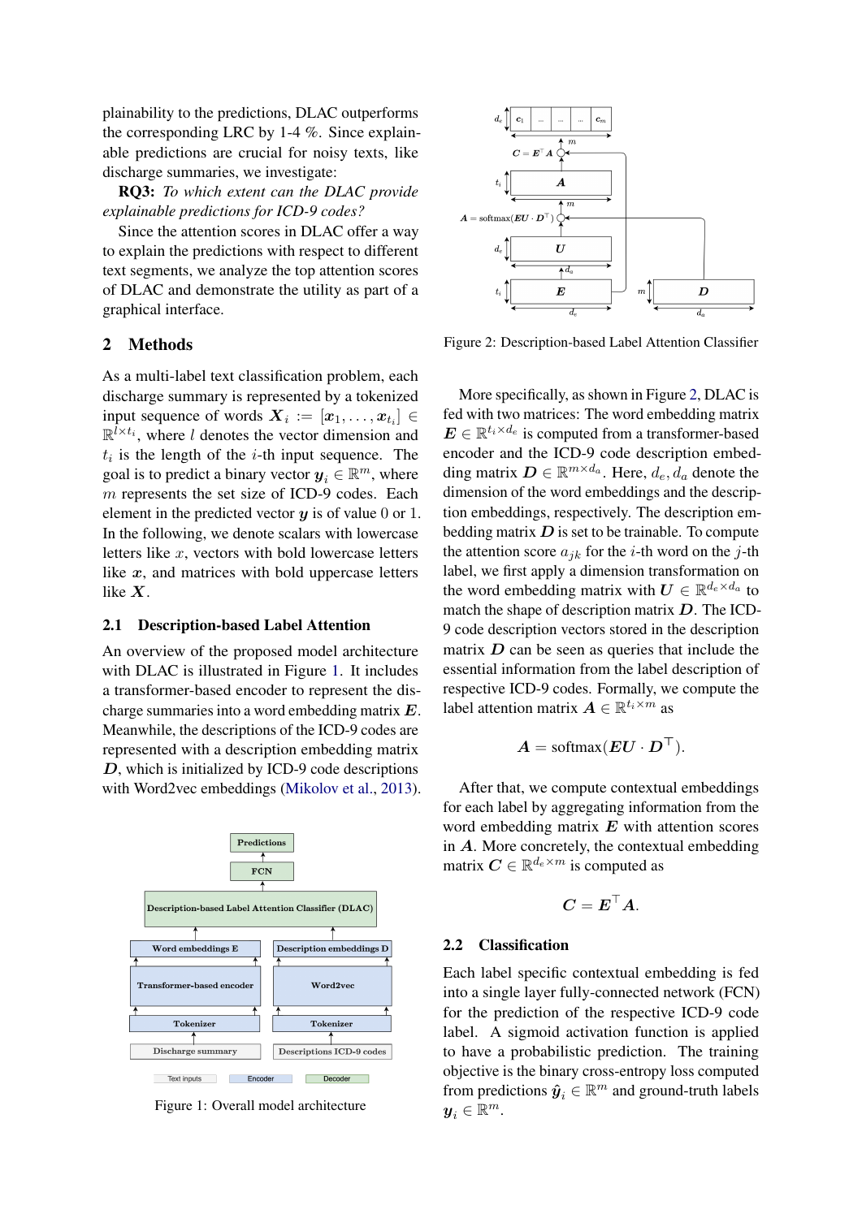plainability to the predictions, DLAC outperforms the corresponding LRC by 1-4 %. Since explainable predictions are crucial for noisy texts, like discharge summaries, we investigate:

**RQ3:** *To which extent can the DLAC provide explainable predictions for ICD-9 codes?*

Since the attention scores in DLAC offer a way to explain the predictions with respect to different text segments, we analyze the top attention scores of DLAC and demonstrate the utility as part of a graphical interface.

## 2 Methods

As a multi-label text classification problem, each discharge summary is represented by a tokenized input sequence of words $\boldsymbol{X}_i := [\boldsymbol{x}_1, \ldots, \boldsymbol{x}_{t_i}] \in \mathbb{R}^{l \times t_i}$, where $l$ denotes the vector dimension and $t_i$ is the length of the $i$-th input sequence. The goal is to predict a binary vector $\boldsymbol{y}_i \in \mathbb{R}^m$, where $m$ represents the set size of ICD-9 codes. Each element in the predicted vector $\boldsymbol{y}$ is of value 0 or 1. In the following, we denote scalars with lowercase letters like $x$, vectors with bold lowercase letters like $\boldsymbol{x}$, and matrices with bold uppercase letters like $\boldsymbol{X}$.

### 2.1 Description-based Label Attention

An overview of the proposed model architecture with DLAC is illustrated in Figure 1. It includes a transformer-based encoder to represent the discharge summaries into a word embedding matrix $\boldsymbol{E}$. Meanwhile, the descriptions of the ICD-9 codes are represented with a description embedding matrix $\boldsymbol{D}$, which is initialized by ICD-9 code descriptions with Word2vec embeddings (Mikolov et al., 2013).

Figure 1: Overall model architecture

Figure 2: Description-based Label Attention Classifier

More specifically, as shown in Figure 2, DLAC is fed with two matrices: The word embedding matrix $\boldsymbol{E} \in \mathbb{R}^{t_i \times d_e}$ is computed from a transformer-based encoder and the ICD-9 code description embedding matrix $\boldsymbol{D} \in \mathbb{R}^{m \times d_a}$. Here, $d_e, d_a$ denote the dimension of the word embeddings and the description embeddings, respectively. The description embedding matrix $\boldsymbol{D}$ is set to be trainable. To compute the attention score $a_{jk}$ for the $i$-th word on the $j$-th label, we first apply a dimension transformation on the word embedding matrix with $\boldsymbol{U} \in \mathbb{R}^{d_e \times d_a}$ to match the shape of description matrix $\boldsymbol{D}$. The ICD-9 code description vectors stored in the description matrix $\boldsymbol{D}$ can be seen as queries that include the essential information from the label description of respective ICD-9 codes. Formally, we compute the label attention matrix $\boldsymbol{A} \in \mathbb{R}^{t_i \times m}$ as

$$\boldsymbol{A} = \text{softmax}(\boldsymbol{E}\boldsymbol{U} \cdot \boldsymbol{D}^\top).$$

After that, we compute contextual embeddings for each label by aggregating information from the word embedding matrix $\boldsymbol{E}$ with attention scores in $\boldsymbol{A}$. More concretely, the contextual embedding matrix $\boldsymbol{C} \in \mathbb{R}^{d_e \times m}$ is computed as

$$\boldsymbol{C} = \boldsymbol{E}^\top \boldsymbol{A}.$$

### 2.2 Classification

Each label specific contextual embedding is fed into a single layer fully-connected network (FCN) for the prediction of the respective ICD-9 code label. A sigmoid activation function is applied to have a probabilistic prediction. The training objective is the binary cross-entropy loss computed from predictions $\hat{\boldsymbol{y}}_i \in \mathbb{R}^m$ and ground-truth labels $\boldsymbol{y}_i \in \mathbb{R}^m$.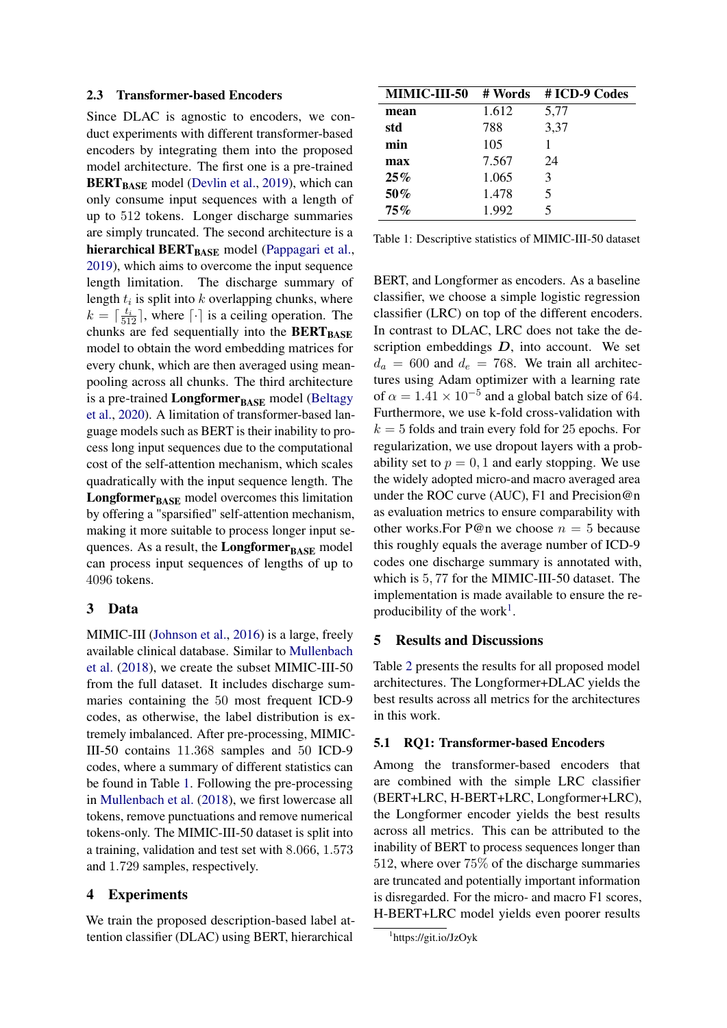### 2.3 Transformer-based Encoders

Since DLAC is agnostic to encoders, we conduct experiments with different transformer-based encoders by integrating them into the proposed model architecture. The first one is a pre-trained **BERT$_{\text{BASE}}$** model (Devlin et al., 2019), which can only consume input sequences with a length of up to 512 tokens. Longer discharge summaries are simply truncated. The second architecture is a **hierarchical BERT$_{\text{BASE}}$** model (Pappagari et al., 2019), which aims to overcome the input sequence length limitation. The discharge summary of length $t_i$ is split into $k$ overlapping chunks, where $k = \lceil \frac{t_i}{512} \rceil$, where $\lceil \cdot \rceil$ is a ceiling operation. The chunks are fed sequentially into the **BERT$_{\text{BASE}}$** model to obtain the word embedding matrices for every chunk, which are then averaged using mean-pooling across all chunks. The third architecture is a pre-trained **Longformer$_{\text{BASE}}$** model (Beltagy et al., 2020). A limitation of transformer-based language models such as BERT is their inability to process long input sequences due to the computational cost of the self-attention mechanism, which scales quadratically with the input sequence length. The **Longformer$_{\text{BASE}}$** model overcomes this limitation by offering a "sparsified" self-attention mechanism, making it more suitable to process longer input sequences. As a result, the **Longformer$_{\text{BASE}}$** model can process input sequences of lengths of up to 4096 tokens.

## 3 Data

MIMIC-III (Johnson et al., 2016) is a large, freely available clinical database. Similar to Mullenbach et al. (2018), we create the subset MIMIC-III-50 from the full dataset. It includes discharge summaries containing the 50 most frequent ICD-9 codes, as otherwise, the label distribution is extremely imbalanced. After pre-processing, MIMIC-III-50 contains 11.368 samples and 50 ICD-9 codes, where a summary of different statistics can be found in Table 1. Following the pre-processing in Mullenbach et al. (2018), we first lowercase all tokens, remove punctuations and remove numerical tokens-only. The MIMIC-III-50 dataset is split into a training, validation and test set with 8.066, 1.573 and 1.729 samples, respectively.

| MIMIC-III-50 | # Words | # ICD-9 Codes |
|---|---|---|
| **mean** | 1.612 | 5,77 |
| **std** | 788 | 3,37 |
| **min** | 105 | 1 |
| **max** | 7.567 | 24 |
| **25%** | 1.065 | 3 |
| **50%** | 1.478 | 5 |
| **75%** | 1.992 | 5 |

Table 1: Descriptive statistics of MIMIC-III-50 dataset

## 4 Experiments

We train the proposed description-based label attention classifier (DLAC) using BERT, hierarchical BERT, and Longformer as encoders. As a baseline classifier, we choose a simple logistic regression classifier (LRC) on top of the different encoders. In contrast to DLAC, LRC does not take the description embeddings $\boldsymbol{D}$, into account. We set $d_a = 600$ and $d_e = 768$. We train all architectures using Adam optimizer with a learning rate of $\alpha = 1.41 \times 10^{-5}$ and a global batch size of 64. Furthermore, we use k-fold cross-validation with $k = 5$ folds and train every fold for 25 epochs. For regularization, we use dropout layers with a probability set to $p = 0,1$ and early stopping. We use the widely adopted micro-and macro averaged area under the ROC curve (AUC), F1 and Precision@n as evaluation metrics to ensure comparability with other works.For P@n we choose $n = 5$ because this roughly equals the average number of ICD-9 codes one discharge summary is annotated with, which is $5,77$ for the MIMIC-III-50 dataset. The implementation is made available to ensure the reproducibility of the work[1].

## 5 Results and Discussions

Table 2 presents the results for all proposed model architectures. The Longformer+DLAC yields the best results across all metrics for the architectures in this work.

### 5.1 RQ1: Transformer-based Encoders

Among the transformer-based encoders that are combined with the simple LRC classifier (BERT+LRC, H-BERT+LRC, Longformer+LRC), the Longformer encoder yields the best results across all metrics. This can be attributed to the inability of BERT to process sequences longer than 512, where over 75% of the discharge summaries are truncated and potentially important information is disregarded. For the micro- and macro F1 scores, H-BERT+LRC model yields even poorer results

[1] https://git.io/JzOyk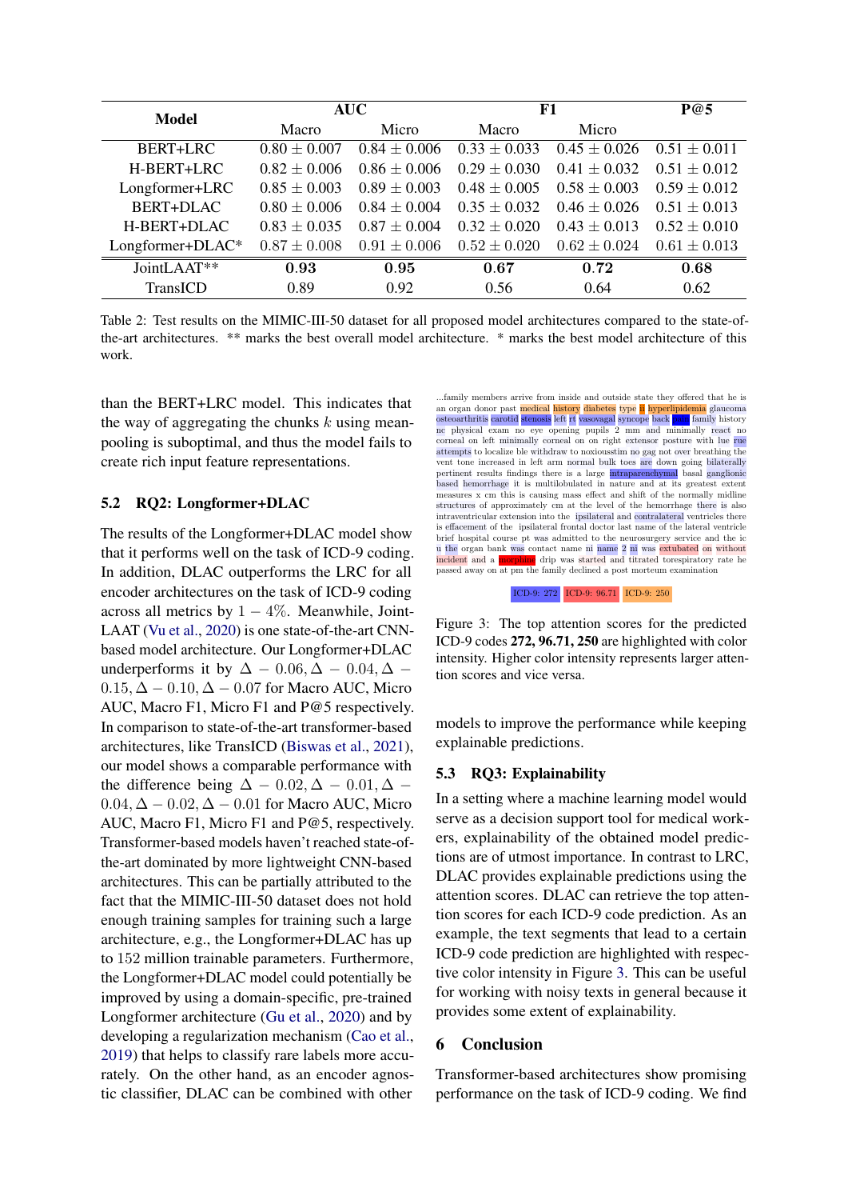| Model | AUC | | F1 | | P@5 |
|---|---|---|---|---|---|
| | Macro | Micro | Macro | Micro | |
| BERT+LRC | $0.80 \pm 0.007$ | $0.84 \pm 0.006$ | $0.33 \pm 0.033$ | $0.45 \pm 0.026$ | $0.51 \pm 0.011$ |
| H-BERT+LRC | $0.82 \pm 0.006$ | $0.86 \pm 0.006$ | $0.29 \pm 0.030$ | $0.41 \pm 0.032$ | $0.51 \pm 0.012$ |
| Longformer+LRC | $0.85 \pm 0.003$ | $0.89 \pm 0.003$ | $0.48 \pm 0.005$ | $0.58 \pm 0.003$ | $0.59 \pm 0.012$ |
| BERT+DLAC | $0.80 \pm 0.006$ | $0.84 \pm 0.004$ | $0.35 \pm 0.032$ | $0.46 \pm 0.026$ | $0.51 \pm 0.013$ |
| H-BERT+DLAC | $0.83 \pm 0.035$ | $0.87 \pm 0.004$ | $0.32 \pm 0.020$ | $0.43 \pm 0.013$ | $0.52 \pm 0.010$ |
| Longformer+DLAC* | $0.87 \pm 0.008$ | $0.91 \pm 0.006$ | $0.52 \pm 0.020$ | $0.62 \pm 0.024$ | $0.61 \pm 0.013$ |
| JointLAAT** | **0.93** | **0.95** | **0.67** | **0.72** | **0.68** |
| TransICD | 0.89 | 0.92 | 0.56 | 0.64 | 0.62 |

Table 2: Test results on the MIMIC-III-50 dataset for all proposed model architectures compared to the state-of-the-art architectures. ** marks the best overall model architecture. * marks the best model architecture of this work.

than the BERT+LRC model. This indicates that the way of aggregating the chunks $k$ using mean-pooling is suboptimal, and thus the model fails to create rich input feature representations.

## 5.2 RQ2: Longformer+DLAC

The results of the Longformer+DLAC model show that it performs well on the task of ICD-9 coding. In addition, DLAC outperforms the LRC for all encoder architectures on the task of ICD-9 coding across all metrics by $1-4\%$. Meanwhile, JointLAAT (Vu et al., 2020) is one state-of-the-art CNN-based model architecture. Our Longformer+DLAC underperforms it by $\Delta - 0.06, \Delta - 0.04, \Delta - 0.15, \Delta - 0.10, \Delta - 0.07$ for Macro AUC, Micro AUC, Macro F1, Micro F1 and P@5 respectively. In comparison to state-of-the-art transformer-based architectures, like TransICD (Biswas et al., 2021), our model shows a comparable performance with the difference being $\Delta - 0.02, \Delta - 0.01, \Delta - 0.04, \Delta - 0.02, \Delta - 0.01$ for Macro AUC, Micro AUC, Macro F1, Micro F1 and P@5, respectively. Transformer-based models haven't reached state-of-the-art dominated by more lightweight CNN-based architectures. This can be partially attributed to the fact that the MIMIC-III-50 dataset does not hold enough training samples for training such a large architecture, e.g., the Longformer+DLAC has up to 152 million trainable parameters. Furthermore, the Longformer+DLAC model could potentially be improved by using a domain-specific, pre-trained Longformer architecture (Gu et al., 2020) and by developing a regularization mechanism (Cao et al., 2019) that helps to classify rare labels more accurately. On the other hand, as an encoder agnostic classifier, DLAC can be combined with other models to improve the performance while keeping explainable predictions.

...family members arrive from inside and outside state they offered that he is an organ donor past medical history diabetes type ii hyperlipidemia glaucoma osteoarthritis carotid stenosis left rt vasovagal syncope back pain family history nc physical exam no eye opening pupils 2 mm and minimally react no corneal on left minimally corneal on on right extensor posture with lue rue attempts to localize ble withdraw to noxiousstim no gag not over breathing the vent tone increased in left arm normal bulk toes are down going bilaterally pertinent results findings there is a large intraparenchymal basal ganglionic based hemorrhage it is multilobulated in nature and at its greatest extent measures x cm this is causing mass effect and shift of the normally midline structures of approximately cm at the level of the hemorrhage there is also intraventricular extension into the ipsilateral and contralateral ventricles there is effacement of the ipsilateral frontal doctor last name of the lateral ventricle brief hospital course pt was admitted to the neurosurgery service and the ic u the organ bank was contact name ni name 2 ni was extubated on without incident and a morphine drip was started and titrated torespiratory rate he passed away on at pm the family declined a post morteum examination

ICD-9: 272 ICD-9: 96.71 ICD-9: 250

Figure 3: The top attention scores for the predicted ICD-9 codes **272, 96.71, 250** are highlighted with color intensity. Higher color intensity represents larger attention scores and vice versa.

## 5.3 RQ3: Explainability

In a setting where a machine learning model would serve as a decision support tool for medical workers, explainability of the obtained model predictions are of utmost importance. In contrast to LRC, DLAC provides explainable predictions using the attention scores. DLAC can retrieve the top attention scores for each ICD-9 code prediction. As an example, the text segments that lead to a certain ICD-9 code prediction are highlighted with respective color intensity in Figure 3. This can be useful for working with noisy texts in general because it provides some extent of explainability.

# 6 Conclusion

Transformer-based architectures show promising performance on the task of ICD-9 coding. We find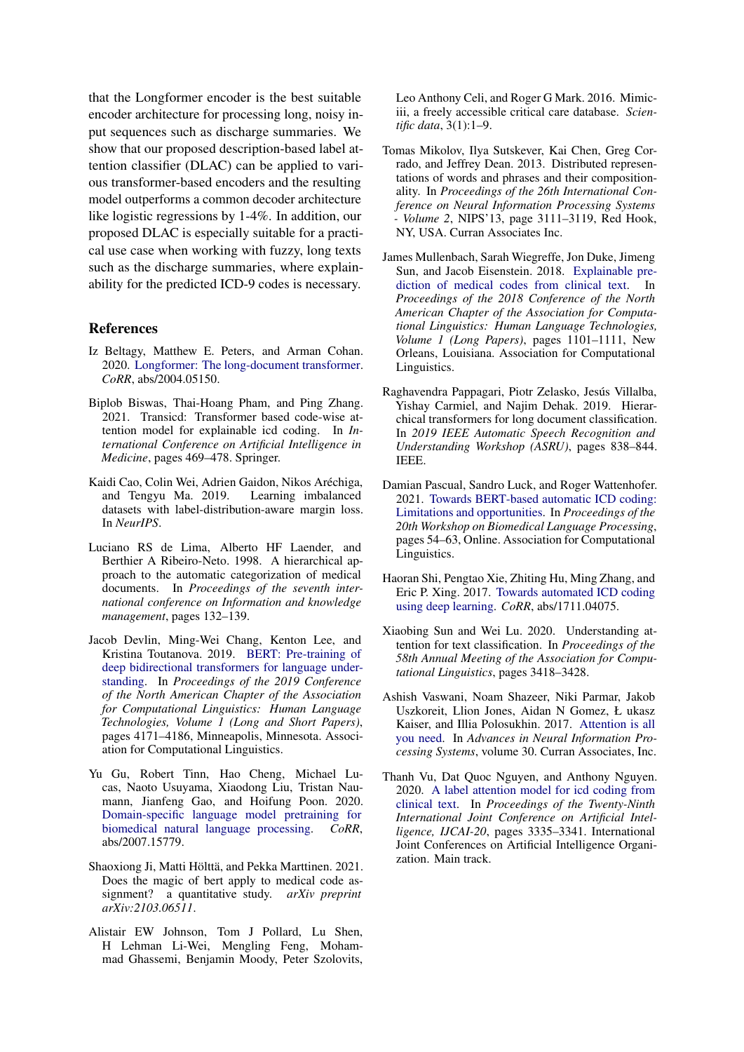that the Longformer encoder is the best suitable encoder architecture for processing long, noisy input sequences such as discharge summaries. We show that our proposed description-based label attention classifier (DLAC) can be applied to various transformer-based encoders and the resulting model outperforms a common decoder architecture like logistic regressions by 1-4%. In addition, our proposed DLAC is especially suitable for a practical use case when working with fuzzy, long texts such as the discharge summaries, where explainability for the predicted ICD-9 codes is necessary.

## References

Iz Beltagy, Matthew E. Peters, and Arman Cohan. 2020. Longformer: The long-document transformer. *CoRR*, abs/2004.05150.

Biplob Biswas, Thai-Hoang Pham, and Ping Zhang. 2021. Transicd: Transformer based code-wise attention model for explainable icd coding. In *International Conference on Artificial Intelligence in Medicine*, pages 469–478. Springer.

Kaidi Cao, Colin Wei, Adrien Gaidon, Nikos Aréchiga, and Tengyu Ma. 2019. Learning imbalanced datasets with label-distribution-aware margin loss. In *NeurIPS*.

Luciano RS de Lima, Alberto HF Laender, and Berthier A Ribeiro-Neto. 1998. A hierarchical approach to the automatic categorization of medical documents. In *Proceedings of the seventh international conference on Information and knowledge management*, pages 132–139.

Jacob Devlin, Ming-Wei Chang, Kenton Lee, and Kristina Toutanova. 2019. BERT: Pre-training of deep bidirectional transformers for language understanding. In *Proceedings of the 2019 Conference of the North American Chapter of the Association for Computational Linguistics: Human Language Technologies, Volume 1 (Long and Short Papers)*, pages 4171–4186, Minneapolis, Minnesota. Association for Computational Linguistics.

Yu Gu, Robert Tinn, Hao Cheng, Michael Lucas, Naoto Usuyama, Xiaodong Liu, Tristan Naumann, Jianfeng Gao, and Hoifung Poon. 2020. Domain-specific language model pretraining for biomedical natural language processing. *CoRR*, abs/2007.15779.

Shaoxiong Ji, Matti Hölttä, and Pekka Marttinen. 2021. Does the magic of bert apply to medical code assignment? a quantitative study. *arXiv preprint arXiv:2103.06511*.

Alistair EW Johnson, Tom J Pollard, Lu Shen, H Lehman Li-Wei, Mengling Feng, Mohammad Ghassemi, Benjamin Moody, Peter Szolovits, Leo Anthony Celi, and Roger G Mark. 2016. Mimic-iii, a freely accessible critical care database. *Scientific data*, 3(1):1–9.

Tomas Mikolov, Ilya Sutskever, Kai Chen, Greg Corrado, and Jeffrey Dean. 2013. Distributed representations of words and phrases and their compositionality. In *Proceedings of the 26th International Conference on Neural Information Processing Systems - Volume 2*, NIPS'13, page 3111–3119, Red Hook, NY, USA. Curran Associates Inc.

James Mullenbach, Sarah Wiegreffe, Jon Duke, Jimeng Sun, and Jacob Eisenstein. 2018. Explainable prediction of medical codes from clinical text. In *Proceedings of the 2018 Conference of the North American Chapter of the Association for Computational Linguistics: Human Language Technologies, Volume 1 (Long Papers)*, pages 1101–1111, New Orleans, Louisiana. Association for Computational Linguistics.

Raghavendra Pappagari, Piotr Zelasko, Jesús Villalba, Yishay Carmiel, and Najim Dehak. 2019. Hierarchical transformers for long document classification. In *2019 IEEE Automatic Speech Recognition and Understanding Workshop (ASRU)*, pages 838–844. IEEE.

Damian Pascual, Sandro Luck, and Roger Wattenhofer. 2021. Towards BERT-based automatic ICD coding: Limitations and opportunities. In *Proceedings of the 20th Workshop on Biomedical Language Processing*, pages 54–63, Online. Association for Computational Linguistics.

Haoran Shi, Pengtao Xie, Zhiting Hu, Ming Zhang, and Eric P. Xing. 2017. Towards automated ICD coding using deep learning. *CoRR*, abs/1711.04075.

Xiaobing Sun and Wei Lu. 2020. Understanding attention for text classification. In *Proceedings of the 58th Annual Meeting of the Association for Computational Linguistics*, pages 3418–3428.

Ashish Vaswani, Noam Shazeer, Niki Parmar, Jakob Uszkoreit, Llion Jones, Aidan N Gomez, Ł ukasz Kaiser, and Illia Polosukhin. 2017. Attention is all you need. In *Advances in Neural Information Processing Systems*, volume 30. Curran Associates, Inc.

Thanh Vu, Dat Quoc Nguyen, and Anthony Nguyen. 2020. A label attention model for icd coding from clinical text. In *Proceedings of the Twenty-Ninth International Joint Conference on Artificial Intelligence, IJCAI-20*, pages 3335–3341. International Joint Conferences on Artificial Intelligence Organization. Main track.